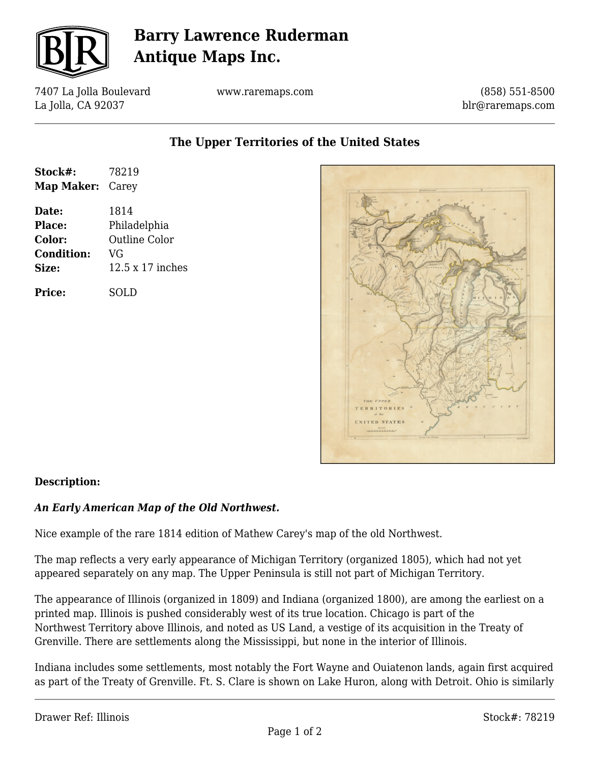# Barry Lawrence Ruderman Antique Maps Inc.

7407 La Jolla Boulevard
La Jolla, CA 92037

www.raremaps.com

(858) 551-8500
blr@raremaps.com

## The Upper Territories of the United States

| | |
|---|---|
| **Stock#:** | 78219 |
| **Map Maker:** | Carey |
| **Date:** | 1814 |
| **Place:** | Philadelphia |
| **Color:** | Outline Color |
| **Condition:** | VG |
| **Size:** | 12.5 x 17 inches |
| **Price:** | SOLD |

**Description:**

***An Early American Map of the Old Northwest.***

Nice example of the rare 1814 edition of Mathew Carey's map of the old Northwest.

The map reflects a very early appearance of Michigan Territory (organized 1805), which had not yet appeared separately on any map. The Upper Peninsula is still not part of Michigan Territory.

The appearance of Illinois (organized in 1809) and Indiana (organized 1800), are among the earliest on a printed map. Illinois is pushed considerably west of its true location. Chicago is part of the Northwest Territory above Illinois, and noted as US Land, a vestige of its acquisition in the Treaty of Grenville. There are settlements along the Mississippi, but none in the interior of Illinois.

Indiana includes some settlements, most notably the Fort Wayne and Ouiatenon lands, again first acquired as part of the Treaty of Grenville. Ft. S. Clare is shown on Lake Huron, along with Detroit. Ohio is similarly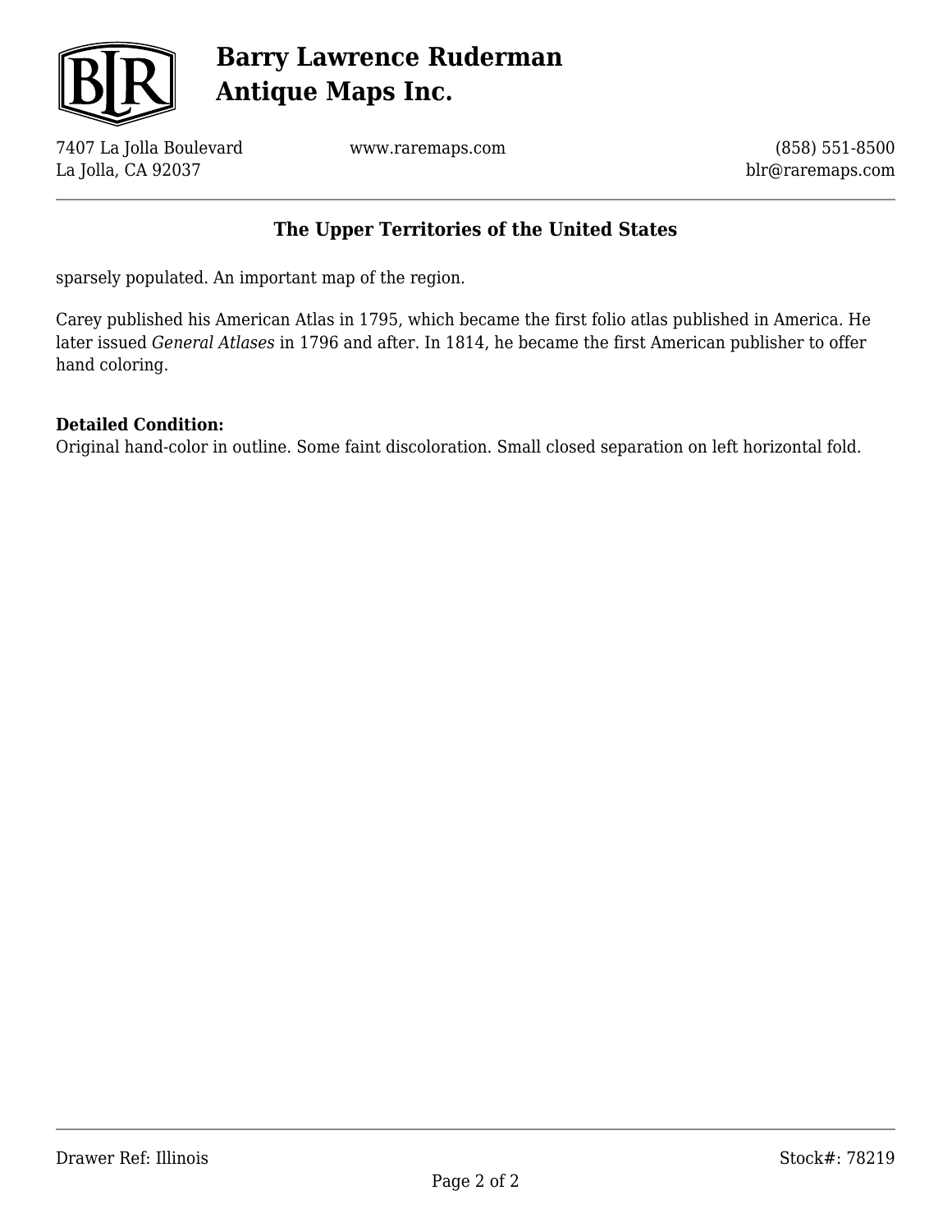sparsely populated. An important map of the region.

Carey published his American Atlas in 1795, which became the first folio atlas published in America. He later issued *General Atlases* in 1796 and after. In 1814, he became the first American publisher to offer hand coloring.

**Detailed Condition:**
Original hand-color in outline. Some faint discoloration. Small closed separation on left horizontal fold.